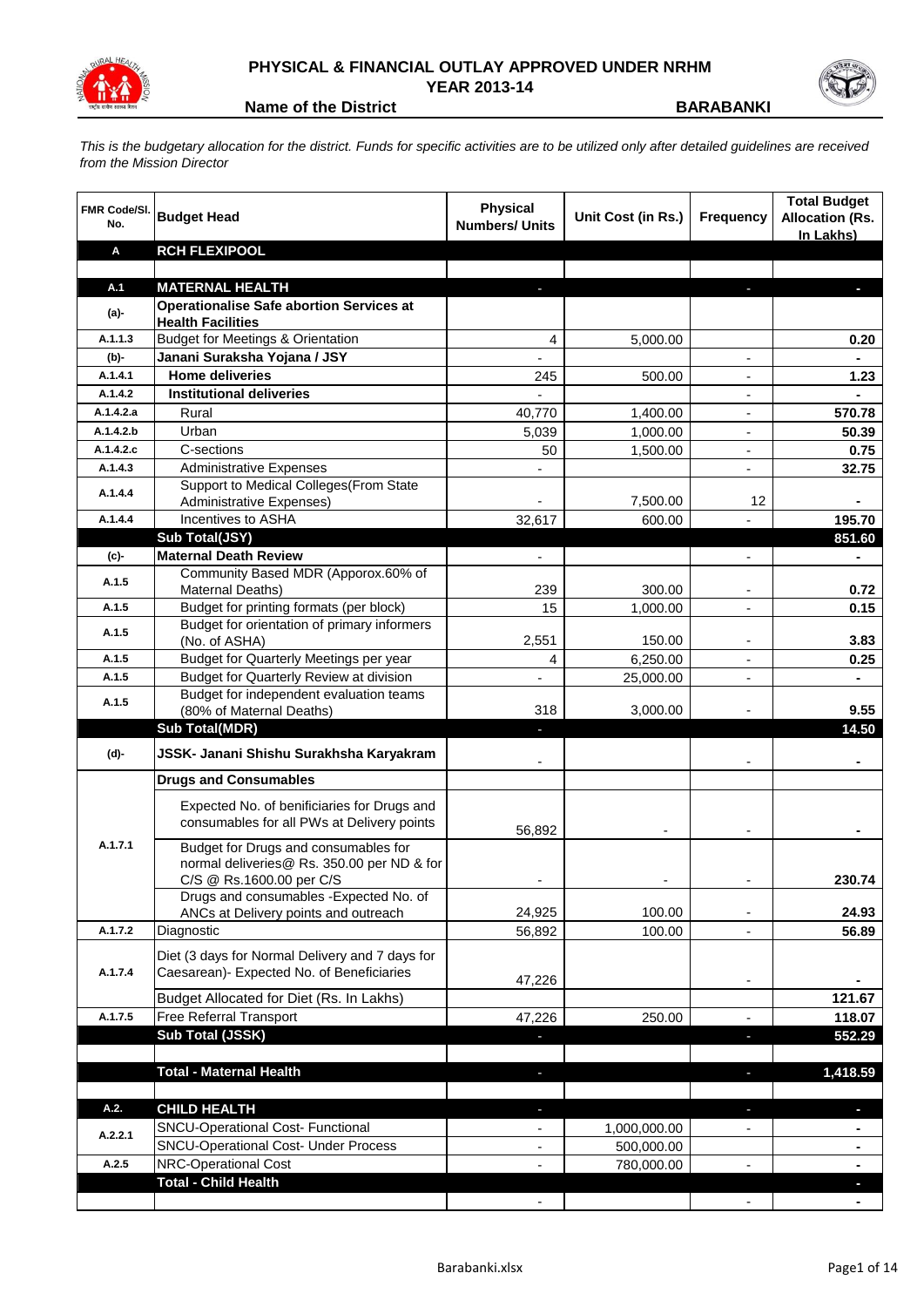# PHYSICAL & FINANCIAL OUTLAY APPROVED UNDER NRHM

## YEAR 2013-14

**Name of the District** **BARABANKI**

*This is the budgetary allocation for the district. Funds for specific activities are to be utilized only after detailed guidelines are received from the Mission Director*

| FMR Code/Sl. No. | Budget Head | Physical Numbers/ Units | Unit Cost (in Rs.) | Frequency | Total Budget Allocation (Rs. In Lakhs) |
|---|---|---|---|---|---|
| **A** | **RCH FLEXIPOOL** | | | | |
| | | | | | |
| **A.1** | **MATERNAL HEALTH** | - | | - | - |
| **(a)-** | **Operationalise Safe abortion Services at Health Facilities** | | | | |
| A.1.1.3 | Budget for Meetings & Orientation | 4 | 5,000.00 | | **0.20** |
| **(b)-** | **Janani Suraksha Yojana / JSY** | - | | - | - |
| A.1.4.1 | **Home deliveries** | 245 | 500.00 | - | **1.23** |
| A.1.4.2 | **Institutional deliveries** | - | | - | - |
| A.1.4.2.a | Rural | 40,770 | 1,400.00 | - | **570.78** |
| A.1.4.2.b | Urban | 5,039 | 1,000.00 | - | **50.39** |
| A.1.4.2.c | C-sections | 50 | 1,500.00 | - | **0.75** |
| A.1.4.3 | Administrative Expenses | - | | - | **32.75** |
| A.1.4.4 | Support to Medical Colleges(From State Administrative Expenses) | - | 7,500.00 | 12 | - |
| A.1.4.4 | Incentives to ASHA | 32,617 | 600.00 | - | **195.70** |
| | **Sub Total(JSY)** | | | | **851.60** |
| **(c)-** | **Maternal Death Review** | - | | - | - |
| A.1.5 | Community Based MDR (Apporox.60% of Maternal Deaths) | 239 | 300.00 | - | **0.72** |
| A.1.5 | Budget for printing formats (per block) | 15 | 1,000.00 | - | **0.15** |
| A.1.5 | Budget for orientation of primary informers (No. of ASHA) | 2,551 | 150.00 | - | **3.83** |
| A.1.5 | Budget for Quarterly Meetings per year | 4 | 6,250.00 | - | **0.25** |
| A.1.5 | Budget for Quarterly Review at division | - | 25,000.00 | - | - |
| A.1.5 | Budget for independent evaluation teams (80% of Maternal Deaths) | 318 | 3,000.00 | - | **9.55** |
| | **Sub Total(MDR)** | - | | | **14.50** |
| **(d)-** | **JSSK- Janani Shishu Surakhsha Karyakram** | - | | - | - |
| | **Drugs and Consumables** | | | | |
| A.1.7.1 | Expected No. of benificiaries for Drugs and consumables for all PWs at Delivery points | 56,892 | - | - | - |
| | Budget for Drugs and consumables for normal deliveries@ Rs. 350.00 per ND & for C/S @ Rs.1600.00 per C/S | - | - | - | **230.74** |
| | Drugs and consumables -Expected No. of ANCs at Delivery points and outreach | 24,925 | 100.00 | - | **24.93** |
| A.1.7.2 | Diagnostic | 56,892 | 100.00 | - | **56.89** |
| A.1.7.4 | Diet (3 days for Normal Delivery and 7 days for Caesarean)- Expected No. of Beneficiaries | 47,226 | | - | - |
| | Budget Allocated for Diet (Rs. In Lakhs) | | | | **121.67** |
| A.1.7.5 | Free Referral Transport | 47,226 | 250.00 | - | **118.07** |
| | **Sub Total (JSSK)** | - | | - | **552.29** |
| | | | | | |
| | **Total - Maternal Health** | - | | - | **1,418.59** |
| | | | | | |
| **A.2.** | **CHILD HEALTH** | - | | - | - |
| A.2.2.1 | SNCU-Operational Cost- Functional | - | 1,000,000.00 | - | - |
| | SNCU-Operational Cost- Under Process | - | 500,000.00 | | - |
| A.2.5 | NRC-Operational Cost | - | 780,000.00 | - | - |
| | **Total - Child Health** | | | | - |
| | | - | | - | - |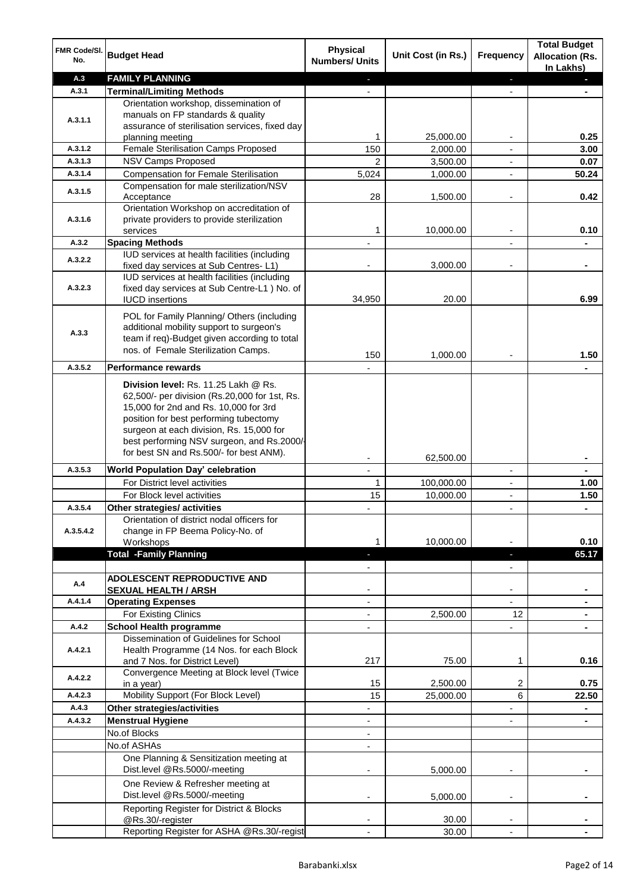| FMR Code/Sl. No. | Budget Head | Physical Numbers/ Units | Unit Cost (in Rs.) | Frequency | Total Budget Allocation (Rs. In Lakhs) |
|---|---|---|---|---|---|
| A.3 | **FAMILY PLANNING** | - | | - | - |
| A.3.1 | **Terminal/Limiting Methods** | - | | - | - |
| A.3.1.1 | Orientation workshop, dissemination of manuals on FP standards & quality assurance of sterilisation services, fixed day planning meeting | 1 | 25,000.00 | - | 0.25 |
| A.3.1.2 | Female Sterilisation Camps Proposed | 150 | 2,000.00 | - | 3.00 |
| A.3.1.3 | NSV Camps Proposed | 2 | 3,500.00 | - | 0.07 |
| A.3.1.4 | Compensation for Female Sterilisation | 5,024 | 1,000.00 | - | 50.24 |
| A.3.1.5 | Compensation for male sterilization/NSV Acceptance | 28 | 1,500.00 | - | 0.42 |
| A.3.1.6 | Orientation Workshop on accreditation of private providers to provide sterilization services | 1 | 10,000.00 | - | 0.10 |
| A.3.2 | **Spacing Methods** | - | | - | - |
| A.3.2.2 | IUD services at health facilities (including fixed day services at Sub Centres- L1) | - | 3,000.00 | - | - |
| A.3.2.3 | IUD services at health facilities (including fixed day services at Sub Centre-L1 ) No. of IUCD insertions | 34,950 | 20.00 | | 6.99 |
| A.3.3 | POL for Family Planning/ Others (including additional mobility support to surgeon's team if req)-Budget given according to total nos. of Female Sterilization Camps. | 150 | 1,000.00 | - | 1.50 |
| A.3.5.2 | **Performance rewards** | - | | | - |
| | **Division level:** Rs. 11.25 Lakh @ Rs. 62,500/- per division (Rs.20,000 for 1st, Rs. 15,000 for 2nd and Rs. 10,000 for 3rd position for best performing tubectomy surgeon at each division, Rs. 15,000 for best performing NSV surgeon, and Rs.2000/- for best SN and Rs.500/- for best ANM). | - | 62,500.00 | | - |
| A.3.5.3 | **World Population Day' celebration** | - | | - | - |
| | For District level activities | 1 | 100,000.00 | - | 1.00 |
| | For Block level activities | 15 | 10,000.00 | - | 1.50 |
| A.3.5.4 | **Other strategies/ activities** | - | | - | - |
| A.3.5.4.2 | Orientation of district nodal officers for change in FP Beema Policy-No. of Workshops | 1 | 10,000.00 | - | 0.10 |
| | **Total -Family Planning** | - | | - | 65.17 |
| | | - | | - | |
| A.4 | **ADOLESCENT REPRODUCTIVE AND SEXUAL HEALTH / ARSH** | - | | - | - |
| A.4.1.4 | **Operating Expenses** | - | | - | - |
| | For Existing Clinics | - | 2,500.00 | 12 | - |
| A.4.2 | **School Health programme** | - | | - | - |
| A.4.2.1 | Dissemination of Guidelines for School Health Programme (14 Nos. for each Block and 7 Nos. for District Level) | 217 | 75.00 | 1 | 0.16 |
| A.4.2.2 | Convergence Meeting at Block level (Twice in a year) | 15 | 2,500.00 | 2 | 0.75 |
| A.4.2.3 | Mobility Support (For Block Level) | 15 | 25,000.00 | 6 | 22.50 |
| A.4.3 | **Other strategies/activities** | - | | - | - |
| A.4.3.2 | **Menstrual Hygiene** | - | | - | - |
| | No.of Blocks | - | | | |
| | No.of ASHAs | - | | | |
| | One Planning & Sensitization meeting at Dist.level @Rs.5000/-meeting | - | 5,000.00 | - | - |
| | One Review & Refresher meeting at Dist.level @Rs.5000/-meeting | - | 5,000.00 | - | - |
| | Reporting Register for District & Blocks @Rs.30/-register | - | 30.00 | - | - |
| | Reporting Register for ASHA @Rs.30/-regist | - | 30.00 | - | - |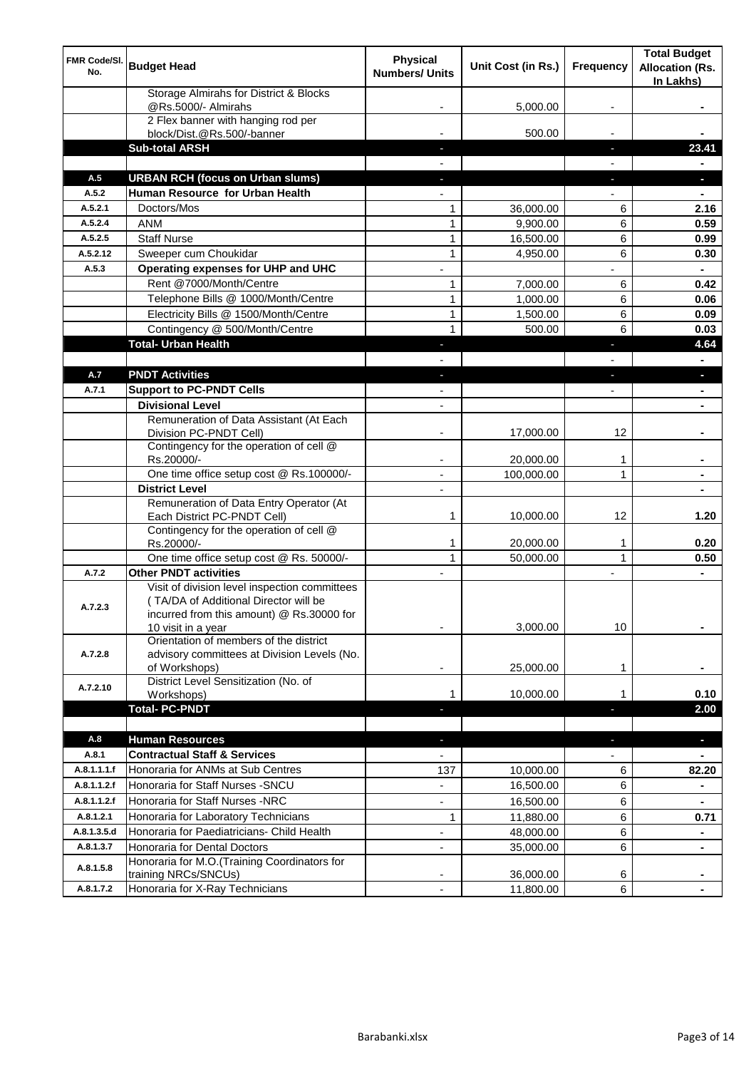| FMR Code/Sl. No. | Budget Head | Physical Numbers/ Units | Unit Cost (in Rs.) | Frequency | Total Budget Allocation (Rs. In Lakhs) |
|---|---|---|---|---|---|
| | Storage Almirahs for District & Blocks @Rs.5000/- Almirahs | - | 5,000.00 | - | - |
| | 2 Flex banner with hanging rod per block/Dist.@Rs.500/-banner | - | 500.00 | - | - |
| | **Sub-total ARSH** | - | | - | **23.41** |
| | | - | | - | - |
| **A.5** | **URBAN RCH (focus on Urban slums)** | - | | - | - |
| **A.5.2** | **Human Resource for Urban Health** | - | | - | - |
| A.5.2.1 | Doctors/Mos | 1 | 36,000.00 | 6 | **2.16** |
| A.5.2.4 | ANM | 1 | 9,900.00 | 6 | **0.59** |
| A.5.2.5 | Staff Nurse | 1 | 16,500.00 | 6 | **0.99** |
| A.5.2.12 | Sweeper cum Choukidar | 1 | 4,950.00 | 6 | **0.30** |
| **A.5.3** | **Operating expenses for UHP and UHC** | - | | - | - |
| | Rent @7000/Month/Centre | 1 | 7,000.00 | 6 | **0.42** |
| | Telephone Bills @ 1000/Month/Centre | 1 | 1,000.00 | 6 | **0.06** |
| | Electricity Bills @ 1500/Month/Centre | 1 | 1,500.00 | 6 | **0.09** |
| | Contingency @ 500/Month/Centre | 1 | 500.00 | 6 | **0.03** |
| | **Total- Urban Health** | - | | - | **4.64** |
| | | - | | - | - |
| **A.7** | **PNDT Activities** | - | | - | - |
| **A.7.1** | **Support to PC-PNDT Cells** | - | | - | - |
| | **Divisional Level** | - | | | - |
| | Remuneration of Data Assistant (At Each Division PC-PNDT Cell) | - | 17,000.00 | 12 | - |
| | Contingency for the operation of cell @ Rs.20000/- | - | 20,000.00 | 1 | - |
| | One time office setup cost @ Rs.100000/- | - | 100,000.00 | 1 | - |
| | **District Level** | - | | | - |
| | Remuneration of Data Entry Operator (At Each District PC-PNDT Cell) | 1 | 10,000.00 | 12 | **1.20** |
| | Contingency for the operation of cell @ Rs.20000/- | 1 | 20,000.00 | 1 | **0.20** |
| | One time office setup cost @ Rs. 50000/- | 1 | 50,000.00 | 1 | **0.50** |
| **A.7.2** | **Other PNDT activities** | - | | - | - |
| A.7.2.3 | Visit of division level inspection committees ( TA/DA of Additional Director will be incurred from this amount) @ Rs.30000 for 10 visit in a year | - | 3,000.00 | 10 | - |
| A.7.2.8 | Orientation of members of the district advisory committees at Division Levels (No. of Workshops) | - | 25,000.00 | 1 | - |
| A.7.2.10 | District Level Sensitization (No. of Workshops) | 1 | 10,000.00 | 1 | **0.10** |
| | **Total- PC-PNDT** | - | | - | **2.00** |
| | | | | | |
| **A.8** | **Human Resources** | - | | - | - |
| **A.8.1** | **Contractual Staff & Services** | - | | - | - |
| A.8.1.1.1.f | Honoraria for ANMs at Sub Centres | 137 | 10,000.00 | 6 | **82.20** |
| A.8.1.1.2.f | Honoraria for Staff Nurses -SNCU | - | 16,500.00 | 6 | - |
| A.8.1.1.2.f | Honoraria for Staff Nurses -NRC | - | 16,500.00 | 6 | - |
| A.8.1.2.1 | Honoraria for Laboratory Technicians | 1 | 11,880.00 | 6 | **0.71** |
| A.8.1.3.5.d | Honoraria for Paediatricians- Child Health | - | 48,000.00 | 6 | - |
| A.8.1.3.7 | Honoraria for Dental Doctors | - | 35,000.00 | 6 | - |
| A.8.1.5.8 | Honoraria for M.O.(Training Coordinators for training NRCs/SNCUs) | - | 36,000.00 | 6 | - |
| A.8.1.7.2 | Honoraria for X-Ray Technicians | - | 11,800.00 | 6 | - |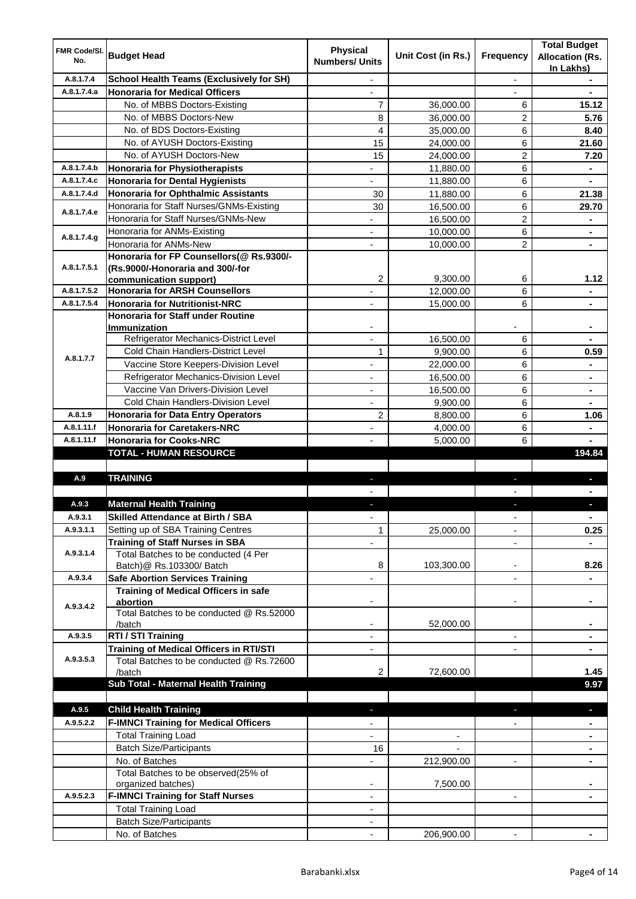| FMR Code/Sl. No. | Budget Head | Physical Numbers/ Units | Unit Cost (in Rs.) | Frequency | Total Budget Allocation (Rs. In Lakhs) |
|---|---|---|---|---|---|
| A.8.1.7.4 | **School Health Teams (Exclusively for SH)** | - | | - | - |
| A.8.1.7.4.a | **Honoraria for Medical Officers** | - | | - | - |
| | No. of MBBS Doctors-Existing | 7 | 36,000.00 | 6 | **15.12** |
| | No. of MBBS Doctors-New | 8 | 36,000.00 | 2 | **5.76** |
| | No. of BDS Doctors-Existing | 4 | 35,000.00 | 6 | **8.40** |
| | No. of AYUSH Doctors-Existing | 15 | 24,000.00 | 6 | **21.60** |
| | No. of AYUSH Doctors-New | 15 | 24,000.00 | 2 | **7.20** |
| A.8.1.7.4.b | **Honoraria for Physiotherapists** | - | 11,880.00 | 6 | - |
| A.8.1.7.4.c | **Honoraria for Dental Hygienists** | - | 11,880.00 | 6 | - |
| A.8.1.7.4.d | **Honoraria for Ophthalmic Assistants** | 30 | 11,880.00 | 6 | **21.38** |
| A.8.1.7.4.e | Honoraria for Staff Nurses/GNMs-Existing | 30 | 16,500.00 | 6 | **29.70** |
| | Honoraria for Staff Nurses/GNMs-New | - | 16,500.00 | 2 | - |
| A.8.1.7.4.g | Honoraria for ANMs-Existing | - | 10,000.00 | 6 | - |
| | Honoraria for ANMs-New | - | 10,000.00 | 2 | - |
| A.8.1.7.5.1 | **Honoraria for FP Counsellors(@ Rs.9300/- (Rs.9000/-Honoraria and 300/-for communication support)** | 2 | 9,300.00 | 6 | **1.12** |
| A.8.1.7.5.2 | **Honoraria for ARSH Counsellors** | - | 12,000.00 | 6 | - |
| A.8.1.7.5.4 | **Honoraria for Nutritionist-NRC** | - | 15,000.00 | 6 | - |
| A.8.1.7.7 | **Honoraria for Staff under Routine Immunization** | - | | - | - |
| | Refrigerator Mechanics-District Level | - | 16,500.00 | 6 | - |
| | Cold Chain Handlers-District Level | 1 | 9,900.00 | 6 | **0.59** |
| | Vaccine Store Keepers-Division Level | - | 22,000.00 | 6 | - |
| | Refrigerator Mechanics-Division Level | - | 16,500.00 | 6 | - |
| | Vaccine Van Drivers-Division Level | - | 16,500.00 | 6 | - |
| | Cold Chain Handlers-Division Level | - | 9,900.00 | 6 | - |
| A.8.1.9 | **Honoraria for Data Entry Operators** | 2 | 8,800.00 | 6 | **1.06** |
| A.8.1.11.f | **Honoraria for Caretakers-NRC** | - | 4,000.00 | 6 | - |
| A.8.1.11.f | **Honoraria for Cooks-NRC** | - | 5,000.00 | 6 | - |
| | **TOTAL - HUMAN RESOURCE** | | | | **194.84** |
| | | | | | |
| A.9 | **TRAINING** | - | | - | - |
| | | - | | - | - |
| A.9.3 | **Maternal Health Training** | - | | - | - |
| A.9.3.1 | **Skilled Attendance at Birth / SBA** | - | | - | - |
| A.9.3.1.1 | Setting up of SBA Training Centres | 1 | 25,000.00 | - | **0.25** |
| A.9.3.1.4 | **Training of Staff Nurses in SBA** | - | | - | - |
| | Total Batches to be conducted (4 Per Batch)@ Rs.103300/ Batch | 8 | 103,300.00 | - | **8.26** |
| A.9.3.4 | **Safe Abortion Services Training** | - | | - | - |
| A.9.3.4.2 | **Training of Medical Officers in safe abortion** | - | | - | - |
| | Total Batches to be conducted @ Rs.52000 /batch | - | 52,000.00 | | - |
| A.9.3.5 | **RTI / STI Training** | - | | - | - |
| A.9.3.5.3 | **Training of Medical Officers in RTI/STI** | - | | - | - |
| | Total Batches to be conducted @ Rs.72600 /batch | 2 | 72,600.00 | | **1.45** |
| | **Sub Total - Maternal Health Training** | | | | **9.97** |
| | | | | | |
| A.9.5 | **Child Health Training** | - | | - | - |
| A.9.5.2.2 | **F-IMNCI Training for Medical Officers** | - | | - | - |
| | Total Training Load | - | - | | - |
| | Batch Size/Participants | 16 | - | | - |
| | No. of Batches | - | 212,900.00 | - | - |
| | Total Batches to be observed(25% of organized batches) | - | 7,500.00 | | - |
| A.9.5.2.3 | **F-IMNCI Training for Staff Nurses** | - | | - | - |
| | Total Training Load | - | | | |
| | Batch Size/Participants | - | | | |
| | No. of Batches | - | 206,900.00 | - | - |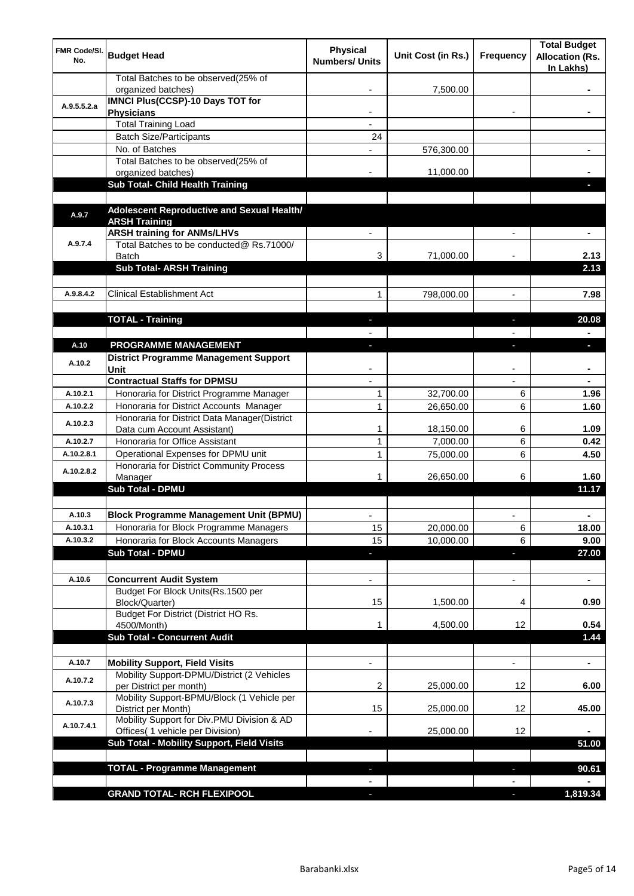| FMR Code/Sl. No. | Budget Head | Physical Numbers/ Units | Unit Cost (in Rs.) | Frequency | Total Budget Allocation (Rs. In Lakhs) |
|---|---|---|---|---|---|
| | Total Batches to be observed(25% of organized batches) | - | 7,500.00 | | - |
| A.9.5.5.2.a | **IMNCI Plus(CCSP)-10 Days TOT for Physicians** | - | | - | - |
| | Total Training Load | - | | | |
| | Batch Size/Participants | 24 | | | |
| | No. of Batches | - | 576,300.00 | | - |
| | Total Batches to be observed(25% of organized batches) | - | 11,000.00 | | - |
| | **Sub Total- Child Health Training** | | | | - |
| | | | | | |
| A.9.7 | **Adolescent Reproductive and Sexual Health/ ARSH Training** | | | | |
| A.9.7.4 | **ARSH training for ANMs/LHVs** | - | | - | - |
| | Total Batches to be conducted@ Rs.71000/ Batch | 3 | 71,000.00 | - | 2.13 |
| | **Sub Total- ARSH Training** | | | | 2.13 |
| | | | | | |
| A.9.8.4.2 | Clinical Establishment Act | 1 | 798,000.00 | - | 7.98 |
| | | | | | |
| | **TOTAL - Training** | - | | - | 20.08 |
| | | - | | - | - |
| A.10 | **PROGRAMME MANAGEMENT** | - | | - | - |
| A.10.2 | **District Programme Management Support Unit** | - | | - | - |
| | **Contractual Staffs for DPMSU** | - | | - | - |
| A.10.2.1 | Honoraria for District Programme Manager | 1 | 32,700.00 | 6 | 1.96 |
| A.10.2.2 | Honoraria for District Accounts Manager | 1 | 26,650.00 | 6 | 1.60 |
| A.10.2.3 | Honoraria for District Data Manager(District Data cum Account Assistant) | 1 | 18,150.00 | 6 | 1.09 |
| A.10.2.7 | Honoraria for Office Assistant | 1 | 7,000.00 | 6 | 0.42 |
| A.10.2.8.1 | Operational Expenses for DPMU unit | 1 | 75,000.00 | 6 | 4.50 |
| A.10.2.8.2 | Honoraria for District Community Process Manager | 1 | 26,650.00 | 6 | 1.60 |
| | **Sub Total - DPMU** | | | | 11.17 |
| | | | | | |
| A.10.3 | **Block Programme Management Unit (BPMU)** | - | | - | - |
| A.10.3.1 | Honoraria for Block Programme Managers | 15 | 20,000.00 | 6 | 18.00 |
| A.10.3.2 | Honoraria for Block Accounts Managers | 15 | 10,000.00 | 6 | 9.00 |
| | **Sub Total - DPMU** | - | | - | 27.00 |
| | | | | | |
| A.10.6 | **Concurrent Audit System** | - | | - | - |
| | Budget For Block Units(Rs.1500 per Block/Quarter) | 15 | 1,500.00 | 4 | 0.90 |
| | Budget For District (District HO Rs. 4500/Month) | 1 | 4,500.00 | 12 | 0.54 |
| | **Sub Total - Concurrent Audit** | | | | 1.44 |
| | | | | | |
| A.10.7 | **Mobility Support, Field Visits** | - | | - | - |
| A.10.7.2 | Mobility Support-DPMU/District (2 Vehicles per District per month) | 2 | 25,000.00 | 12 | 6.00 |
| A.10.7.3 | Mobility Support-BPMU/Block (1 Vehicle per District per Month) | 15 | 25,000.00 | 12 | 45.00 |
| A.10.7.4.1 | Mobility Support for Div.PMU Division & AD Offices( 1 vehicle per Division) | - | 25,000.00 | 12 | - |
| | **Sub Total - Mobility Support, Field Visits** | | | | 51.00 |
| | | | | | |
| | **TOTAL - Programme Management** | - | | - | 90.61 |
| | | - | | - | - |
| | **GRAND TOTAL- RCH FLEXIPOOL** | - | | - | 1,819.34 |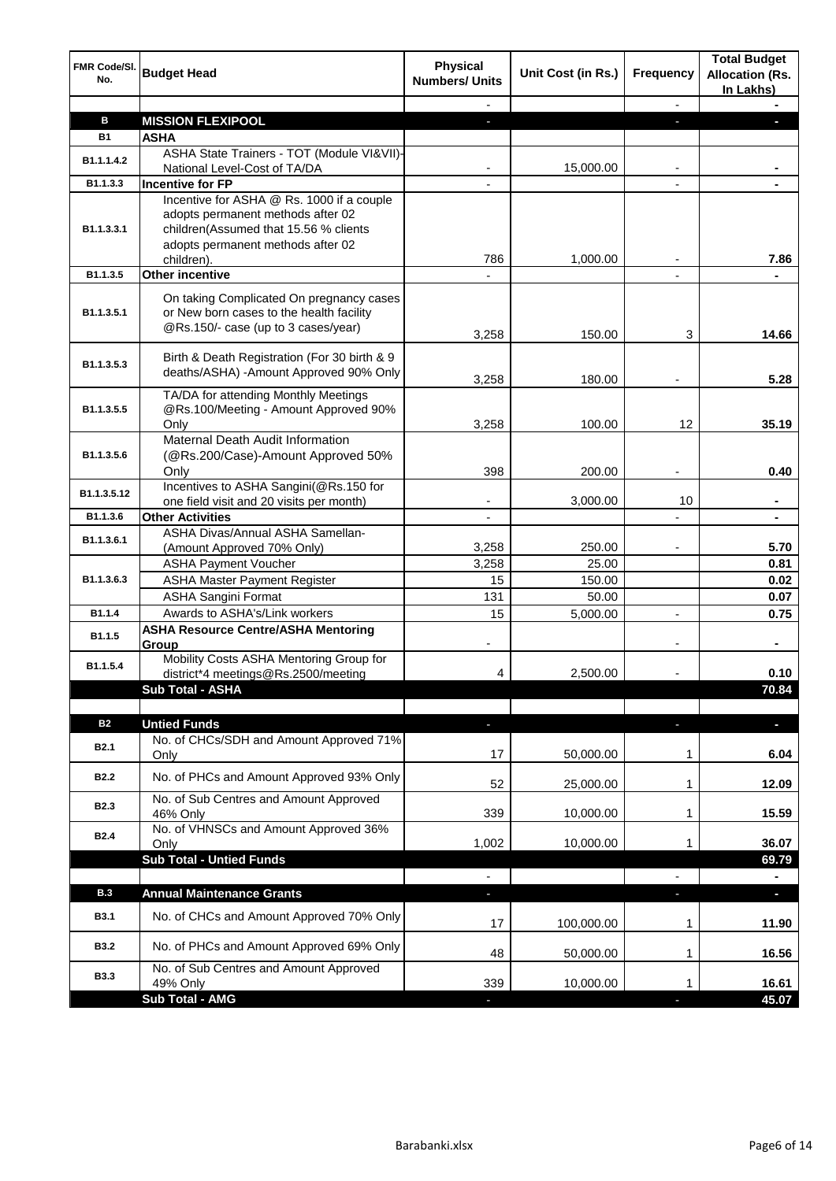| FMR Code/Sl. No. | Budget Head | Physical Numbers/ Units | Unit Cost (in Rs.) | Frequency | Total Budget Allocation (Rs. In Lakhs) |
|---|---|---|---|---|---|
| | | - | | - | - |
| **B** | **MISSION FLEXIPOOL** | - | | - | - |
| **B1** | **ASHA** | | | | |
| B1.1.1.4.2 | ASHA State Trainers - TOT (Module VI&VII)-National Level-Cost of TA/DA | - | 15,000.00 | - | - |
| B1.1.3.3 | **Incentive for FP** | - | | - | - |
| B1.1.3.3.1 | Incentive for ASHA @ Rs. 1000 if a couple adopts permanent methods after 02 children(Assumed that 15.56 % clients adopts permanent methods after 02 children). | 786 | 1,000.00 | - | 7.86 |
| B1.1.3.5 | **Other incentive** | - | | - | - |
| B1.1.3.5.1 | On taking Complicated On pregnancy cases or New born cases to the health facility @Rs.150/- case (up to 3 cases/year) | 3,258 | 150.00 | 3 | 14.66 |
| B1.1.3.5.3 | Birth & Death Registration (For 30 birth & 9 deaths/ASHA) -Amount Approved 90% Only | 3,258 | 180.00 | - | 5.28 |
| B1.1.3.5.5 | TA/DA for attending Monthly Meetings @Rs.100/Meeting - Amount Approved 90% Only | 3,258 | 100.00 | 12 | 35.19 |
| B1.1.3.5.6 | Maternal Death Audit Information (@Rs.200/Case)-Amount Approved 50% Only | 398 | 200.00 | - | 0.40 |
| B1.1.3.5.12 | Incentives to ASHA Sangini(@Rs.150 for one field visit and 20 visits per month) | - | 3,000.00 | 10 | - |
| B1.1.3.6 | **Other Activities** | - | | - | - |
| B1.1.3.6.1 | ASHA Divas/Annual ASHA Samellan-(Amount Approved 70% Only) | 3,258 | 250.00 | - | 5.70 |
| B1.1.3.6.3 | ASHA Payment Voucher | 3,258 | 25.00 | | 0.81 |
| | ASHA Master Payment Register | 15 | 150.00 | | 0.02 |
| | ASHA Sangini Format | 131 | 50.00 | | 0.07 |
| B1.1.4 | Awards to ASHA's/Link workers | 15 | 5,000.00 | - | 0.75 |
| B1.1.5 | **ASHA Resource Centre/ASHA Mentoring Group** | - | | - | - |
| B1.1.5.4 | Mobility Costs ASHA Mentoring Group for district*4 meetings@Rs.2500/meeting | 4 | 2,500.00 | - | 0.10 |
| | **Sub Total - ASHA** | | | | **70.84** |
| | | | | | |
| **B2** | **Untied Funds** | - | | - | - |
| B2.1 | No. of CHCs/SDH and Amount Approved 71% Only | 17 | 50,000.00 | 1 | 6.04 |
| B2.2 | No. of PHCs and Amount Approved 93% Only | 52 | 25,000.00 | 1 | 12.09 |
| B2.3 | No. of Sub Centres and Amount Approved 46% Only | 339 | 10,000.00 | 1 | 15.59 |
| B2.4 | No. of VHNSCs and Amount Approved 36% Only | 1,002 | 10,000.00 | 1 | 36.07 |
| | **Sub Total - Untied Funds** | | | | **69.79** |
| | | - | | - | - |
| **B.3** | **Annual Maintenance Grants** | - | | - | - |
| B3.1 | No. of CHCs and Amount Approved 70% Only | 17 | 100,000.00 | 1 | 11.90 |
| B3.2 | No. of PHCs and Amount Approved 69% Only | 48 | 50,000.00 | 1 | 16.56 |
| B3.3 | No. of Sub Centres and Amount Approved 49% Only | 339 | 10,000.00 | 1 | 16.61 |
| | **Sub Total - AMG** | - | | - | **45.07** |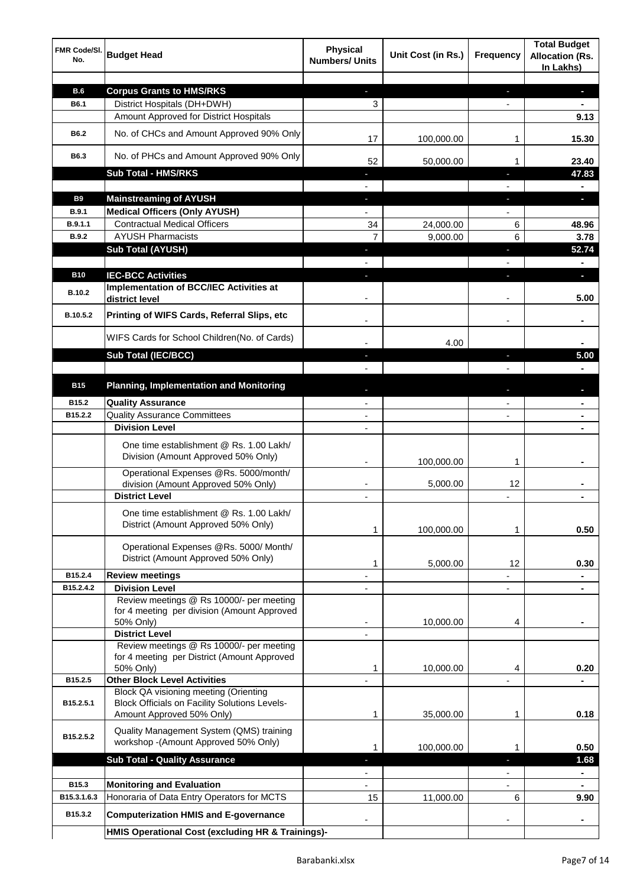| FMR Code/Sl. No. | Budget Head | Physical Numbers/ Units | Unit Cost (in Rs.) | Frequency | Total Budget Allocation (Rs. In Lakhs) |
|---|---|---|---|---|---|
| | | | | | |
| **B.6** | **Corpus Grants to HMS/RKS** | - | | - | - |
| B6.1 | District Hospitals (DH+DWH) | 3 | | - | - |
| | Amount Approved for District Hospitals | | | | **9.13** |
| B6.2 | No. of CHCs and Amount Approved 90% Only | 17 | 100,000.00 | 1 | **15.30** |
| B6.3 | No. of PHCs and Amount Approved 90% Only | 52 | 50,000.00 | 1 | **23.40** |
| | **Sub Total - HMS/RKS** | - | | - | **47.83** |
| | | - | | - | - |
| **B9** | **Mainstreaming of AYUSH** | - | | - | - |
| B.9.1 | **Medical Officers (Only AYUSH)** | - | | - | |
| B.9.1.1 | Contractual Medical Officers | 34 | 24,000.00 | 6 | **48.96** |
| B.9.2 | AYUSH Pharmacists | 7 | 9,000.00 | 6 | **3.78** |
| | **Sub Total (AYUSH)** | - | | - | **52.74** |
| | | - | | - | - |
| **B10** | **IEC-BCC Activities** | - | | - | - |
| B.10.2 | **Implementation of BCC/IEC Activities at district level** | - | | - | **5.00** |
| B.10.5.2 | **Printing of WIFS Cards, Referral Slips, etc** | - | | - | - |
| | WIFS Cards for School Children(No. of Cards) | - | 4.00 | | - |
| | **Sub Total (IEC/BCC)** | - | | - | **5.00** |
| | | - | | - | - |
| **B15** | **Planning, Implementation and Monitoring** | - | | - | - |
| B15.2 | **Quality Assurance** | - | | - | - |
| B15.2.2 | Quality Assurance Committees | - | | - | - |
| | **Division Level** | - | | | - |
| | One time establishment @ Rs. 1.00 Lakh/ Division (Amount Approved 50% Only) | - | 100,000.00 | 1 | - |
| | Operational Expenses @Rs. 5000/month/ division (Amount Approved 50% Only) | - | 5,000.00 | 12 | - |
| | **District Level** | - | | - | - |
| | One time establishment @ Rs. 1.00 Lakh/ District (Amount Approved 50% Only) | 1 | 100,000.00 | 1 | **0.50** |
| | Operational Expenses @Rs. 5000/ Month/ District (Amount Approved 50% Only) | 1 | 5,000.00 | 12 | **0.30** |
| B15.2.4 | **Review meetings** | - | | - | - |
| B15.2.4.2 | **Division Level** | - | | - | - |
| | Review meetings @ Rs 10000/- per meeting for 4 meeting per division (Amount Approved 50% Only) | - | 10,000.00 | 4 | - |
| | **District Level** | - | | | |
| | Review meetings @ Rs 10000/- per meeting for 4 meeting per District (Amount Approved 50% Only) | 1 | 10,000.00 | 4 | **0.20** |
| B15.2.5 | **Other Block Level Activities** | - | | - | - |
| B15.2.5.1 | Block QA visioning meeting (Orienting Block Officials on Facility Solutions Levels- Amount Approved 50% Only) | 1 | 35,000.00 | 1 | **0.18** |
| B15.2.5.2 | Quality Management System (QMS) training workshop -(Amount Approved 50% Only) | 1 | 100,000.00 | 1 | **0.50** |
| | **Sub Total - Quality Assurance** | - | | - | **1.68** |
| | | - | | - | - |
| B15.3 | **Monitoring and Evaluation** | - | | - | - |
| B15.3.1.6.3 | Honoraria of Data Entry Operators for MCTS | 15 | 11,000.00 | 6 | **9.90** |
| B15.3.2 | **Computerization HMIS and E-governance** | - | | - | - |
| | **HMIS Operational Cost (excluding HR & Trainings)-** | | | | |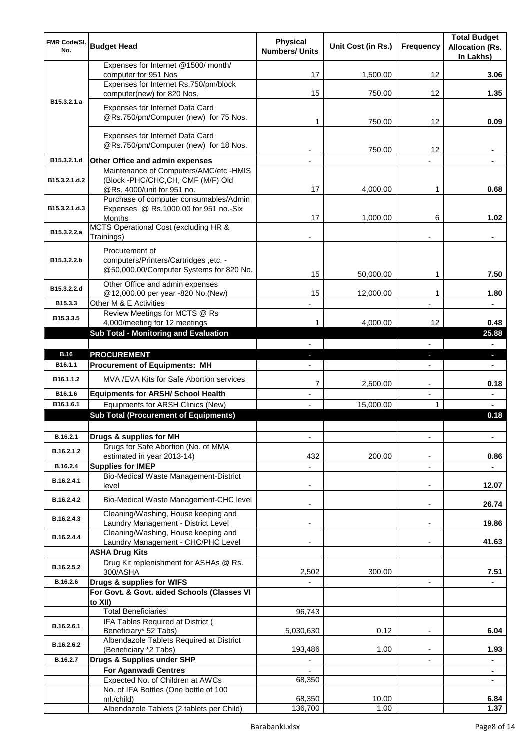| FMR Code/Sl. No. | Budget Head | Physical Numbers/ Units | Unit Cost (in Rs.) | Frequency | Total Budget Allocation (Rs. In Lakhs) |
|---|---|---|---|---|---|
| B15.3.2.1.a | Expenses for Internet @1500/ month/ computer for 951 Nos | 17 | 1,500.00 | 12 | 3.06 |
| | Expenses for Internet Rs.750/pm/block computer(new) for 820 Nos. | 15 | 750.00 | 12 | 1.35 |
| | Expenses for Internet Data Card @Rs.750/pm/Computer (new) for 75 Nos. | 1 | 750.00 | 12 | 0.09 |
| | Expenses for Internet Data Card @Rs.750/pm/Computer (new) for 18 Nos. | - | 750.00 | 12 | - |
| B15.3.2.1.d | **Other Office and admin expenses** | - | | - | - |
| B15.3.2.1.d.2 | Maintenance of Computers/AMC/etc -HMIS (Block -PHC/CHC,CH, CMF (M/F) Old @Rs. 4000/unit for 951 no. | 17 | 4,000.00 | 1 | 0.68 |
| B15.3.2.1.d.3 | Purchase of computer consumables/Admin Expenses @ Rs.1000.00 for 951 no.-Six Months | 17 | 1,000.00 | 6 | 1.02 |
| B15.3.2.2.a | MCTS Operational Cost (excluding HR & Trainings) | - | | - | - |
| B15.3.2.2.b | Procurement of computers/Printers/Cartridges ,etc. - @50,000.00/Computer Systems for 820 No. | 15 | 50,000.00 | 1 | 7.50 |
| B15.3.2.2.d | Other Office and admin expenses @12,000.00 per year -820 No.(New) | 15 | 12,000.00 | 1 | 1.80 |
| B15.3.3 | Other M & E Activities | - | | - | - |
| B15.3.3.5 | Review Meetings for MCTS @ Rs 4,000/meeting for 12 meetings | 1 | 4,000.00 | 12 | 0.48 |
| | **Sub Total - Monitoring and Evaluation** | | | | **25.88** |
| | | - | | - | - |
| **B.16** | **PROCUREMENT** | - | | - | - |
| B16.1.1 | **Procurement of Equipments: MH** | - | | - | - |
| B16.1.1.2 | MVA /EVA Kits for Safe Abortion services | 7 | 2,500.00 | - | 0.18 |
| B16.1.6 | **Equipments for ARSH/ School Health** | - | | - | - |
| B16.1.6.1 | Equipments for ARSH Clinics (New) | - | 15,000.00 | 1 | - |
| | **Sub Total (Procurement of Equipments)** | | | | **0.18** |
| | | | | | |
| B.16.2.1 | **Drugs & supplies for MH** | - | | - | - |
| B.16.2.1.2 | Drugs for Safe Abortion (No. of MMA estimated in year 2013-14) | 432 | 200.00 | - | 0.86 |
| B.16.2.4 | **Supplies for IMEP** | - | | - | - |
| B.16.2.4.1 | Bio-Medical Waste Management-District level | - | | - | 12.07 |
| B.16.2.4.2 | Bio-Medical Waste Management-CHC level | - | | - | 26.74 |
| B.16.2.4.3 | Cleaning/Washing, House keeping and Laundry Management - District Level | - | | - | 19.86 |
| B.16.2.4.4 | Cleaning/Washing, House keeping and Laundry Management - CHC/PHC Level | - | | - | 41.63 |
| | **ASHA Drug Kits** | | | | |
| B.16.2.5.2 | Drug Kit replenishment for ASHAs @ Rs. 300/ASHA | 2,502 | 300.00 | | 7.51 |
| B.16.2.6 | **Drugs & supplies for WIFS** | - | | - | - |
| | **For Govt. & Govt. aided Schools (Classes VI to XII)** | | | | |
| | Total Beneficiaries | 96,743 | | | |
| B.16.2.6.1 | IFA Tables Required at District ( Beneficiary* 52 Tabs) | 5,030,630 | 0.12 | - | 6.04 |
| B.16.2.6.2 | Albendazole Tablets Required at District (Beneficiary *2 Tabs) | 193,486 | 1.00 | - | 1.93 |
| B.16.2.7 | **Drugs & Supplies under SHP** | - | | - | - |
| | **For Aganwadi Centres** | - | | | - |
| | Expected No. of Children at AWCs | 68,350 | | | - |
| | No. of IFA Bottles (One bottle of 100 ml./child) | 68,350 | 10.00 | | 6.84 |
| | Albendazole Tablets (2 tablets per Child) | 136,700 | 1.00 | | 1.37 |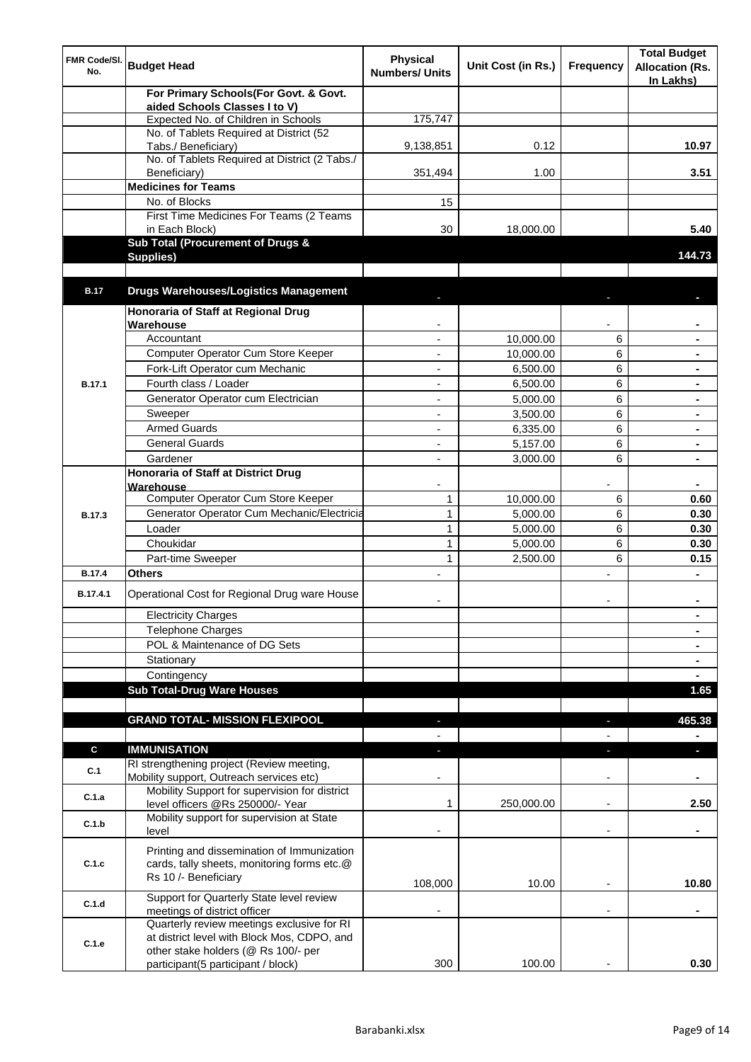| FMR Code/Sl. No. | Budget Head | Physical Numbers/ Units | Unit Cost (in Rs.) | Frequency | Total Budget Allocation (Rs. In Lakhs) |
|---|---|---|---|---|---|
| | **For Primary Schools(For Govt. & Govt. aided Schools Classes I to V)** | | | | |
| | Expected No. of Children in Schools | 175,747 | | | |
| | No. of Tablets Required at District (52 Tabs./ Beneficiary) | 9,138,851 | 0.12 | | **10.97** |
| | No. of Tablets Required at District (2 Tabs./ Beneficiary) | 351,494 | 1.00 | | **3.51** |
| | **Medicines for Teams** | | | | |
| | No. of Blocks | 15 | | | |
| | First Time Medicines For Teams (2 Teams in Each Block) | 30 | 18,000.00 | | **5.40** |
| | **Sub Total (Procurement of Drugs & Supplies)** | | | | **144.73** |
| | | | | | |
| **B.17** | **Drugs Warehouses/Logistics Management** | - | | - | - |
| B.17.1 | **Honoraria of Staff at Regional Drug Warehouse** | - | | - | - |
| | Accountant | - | 10,000.00 | 6 | - |
| | Computer Operator Cum Store Keeper | - | 10,000.00 | 6 | - |
| | Fork-Lift Operator cum Mechanic | - | 6,500.00 | 6 | - |
| | Fourth class / Loader | - | 6,500.00 | 6 | - |
| | Generator Operator cum Electrician | - | 5,000.00 | 6 | - |
| | Sweeper | - | 3,500.00 | 6 | - |
| | Armed Guards | - | 6,335.00 | 6 | - |
| | General Guards | - | 5,157.00 | 6 | - |
| | Gardener | - | 3,000.00 | 6 | - |
| B.17.3 | **Honoraria of Staff at District Drug Warehouse** | - | | - | - |
| | Computer Operator Cum Store Keeper | 1 | 10,000.00 | 6 | **0.60** |
| | Generator Operator Cum Mechanic/Electricia | 1 | 5,000.00 | 6 | **0.30** |
| | Loader | 1 | 5,000.00 | 6 | **0.30** |
| | Choukidar | 1 | 5,000.00 | 6 | **0.30** |
| | Part-time Sweeper | 1 | 2,500.00 | 6 | **0.15** |
| **B.17.4** | **Others** | - | | - | - |
| **B.17.4.1** | Operational Cost for Regional Drug ware House | - | | - | - |
| | Electricity Charges | | | | - |
| | Telephone Charges | | | | - |
| | POL & Maintenance of DG Sets | | | | - |
| | Stationary | | | | - |
| | Contingency | | | | - |
| | **Sub Total-Drug Ware Houses** | | | | **1.65** |
| | | | | | |
| | **GRAND TOTAL- MISSION FLEXIPOOL** | - | | - | **465.38** |
| | | - | | - | - |
| **C** | **IMMUNISATION** | - | | - | - |
| **C.1** | RI strengthening project (Review meeting, Mobility support, Outreach services etc) | - | | - | - |
| **C.1.a** | Mobility Support for supervision for district level officers @Rs 250000/- Year | 1 | 250,000.00 | - | **2.50** |
| **C.1.b** | Mobility support for supervision at State level | - | | - | - |
| **C.1.c** | Printing and dissemination of Immunization cards, tally sheets, monitoring forms etc.@ Rs 10 /- Beneficiary | 108,000 | 10.00 | - | **10.80** |
| **C.1.d** | Support for Quarterly State level review meetings of district officer | - | | - | - |
| **C.1.e** | Quarterly review meetings exclusive for RI at district level with Block Mos, CDPO, and other stake holders (@ Rs 100/- per participant(5 participant / block) | 300 | 100.00 | - | **0.30** |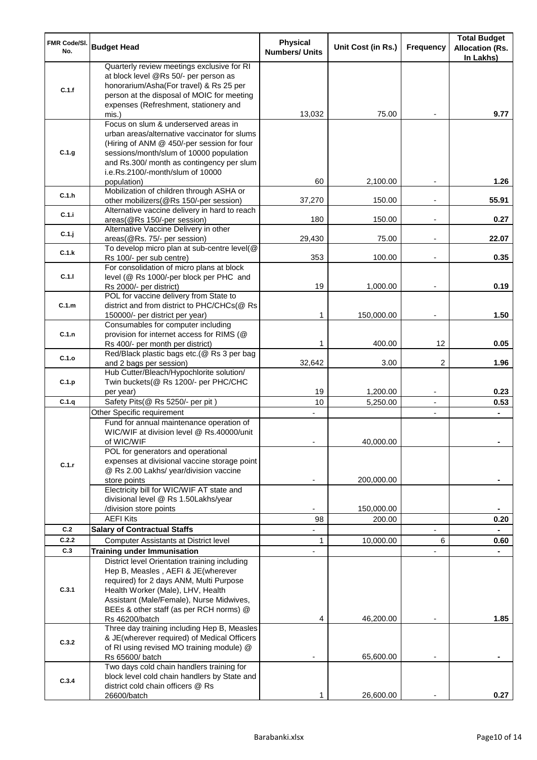| FMR Code/Sl. No. | Budget Head | Physical Numbers/ Units | Unit Cost (in Rs.) | Frequency | Total Budget Allocation (Rs. In Lakhs) |
|---|---|---|---|---|---|
| C.1.f | Quarterly review meetings exclusive for RI at block level @Rs 50/- per person as honorarium/Asha(For travel) & Rs 25 per person at the disposal of MOIC for meeting expenses (Refreshment, stationery and mis.) | 13,032 | 75.00 | - | 9.77 |
| C.1.g | Focus on slum & underserved areas in urban areas/alternative vaccinator for slums (Hiring of ANM @ 450/-per session for four sessions/month/slum of 10000 population and Rs.300/ month as contingency per slum i.e.Rs.2100/-month/slum of 10000 population) | 60 | 2,100.00 | - | 1.26 |
| C.1.h | Mobilization of children through ASHA or other mobilizers(@Rs 150/-per session) | 37,270 | 150.00 | - | 55.91 |
| C.1.i | Alternative vaccine delivery in hard to reach areas(@Rs 150/-per session) | 180 | 150.00 | - | 0.27 |
| C.1.j | Alternative Vaccine Delivery in other areas(@Rs. 75/- per session) | 29,430 | 75.00 | - | 22.07 |
| C.1.k | To develop micro plan at sub-centre level(@ Rs 100/- per sub centre) | 353 | 100.00 | - | 0.35 |
| C.1.l | For consolidation of micro plans at block level (@ Rs 1000/-per block per PHC and Rs 2000/- per district) | 19 | 1,000.00 | - | 0.19 |
| C.1.m | POL for vaccine delivery from State to district and from district to PHC/CHCs(@ Rs 150000/- per district per year) | 1 | 150,000.00 | - | 1.50 |
| C.1.n | Consumables for computer including provision for internet access for RIMS (@ Rs 400/- per month per district) | 1 | 400.00 | 12 | 0.05 |
| C.1.o | Red/Black plastic bags etc.(@ Rs 3 per bag and 2 bags per session) | 32,642 | 3.00 | 2 | 1.96 |
| C.1.p | Hub Cutter/Bleach/Hypochlorite solution/ Twin buckets(@ Rs 1200/- per PHC/CHC per year) | 19 | 1,200.00 | - | 0.23 |
| C.1.q | Safety Pits(@ Rs 5250/- per pit ) | 10 | 5,250.00 | - | 0.53 |
| C.1.r | Other Specific requirement | - | | - | - |
| | Fund for annual maintenance operation of WIC/WIF at division level @ Rs.40000/unit of WIC/WIF | - | 40,000.00 | | - |
| | POL for generators and operational expenses at divisional vaccine storage point @ Rs 2.00 Lakhs/ year/division vaccine store points | - | 200,000.00 | | - |
| | Electricity bill for WIC/WIF AT state and divisional level @ Rs 1.50Lakhs/year /division store points | - | 150,000.00 | | - |
| | AEFI Kits | 98 | 200.00 | | 0.20 |
| C.2 | **Salary of Contractual Staffs** | - | | - | - |
| C.2.2 | Computer Assistants at District level | 1 | 10,000.00 | 6 | 0.60 |
| C.3 | **Training under Immunisation** | - | | - | - |
| C.3.1 | District level Orientation training including Hep B, Measles , AEFI & JE(wherever required) for 2 days ANM, Multi Purpose Health Worker (Male), LHV, Health Assistant (Male/Female), Nurse Midwives, BEEs & other staff (as per RCH norms) @ Rs 46200/batch | 4 | 46,200.00 | - | 1.85 |
| C.3.2 | Three day training including Hep B, Measles & JE(wherever required) of Medical Officers of RI using revised MO training module) @ Rs 65600/ batch | - | 65,600.00 | - | - |
| C.3.4 | Two days cold chain handlers training for block level cold chain handlers by State and district cold chain officers @ Rs 26600/batch | 1 | 26,600.00 | - | 0.27 |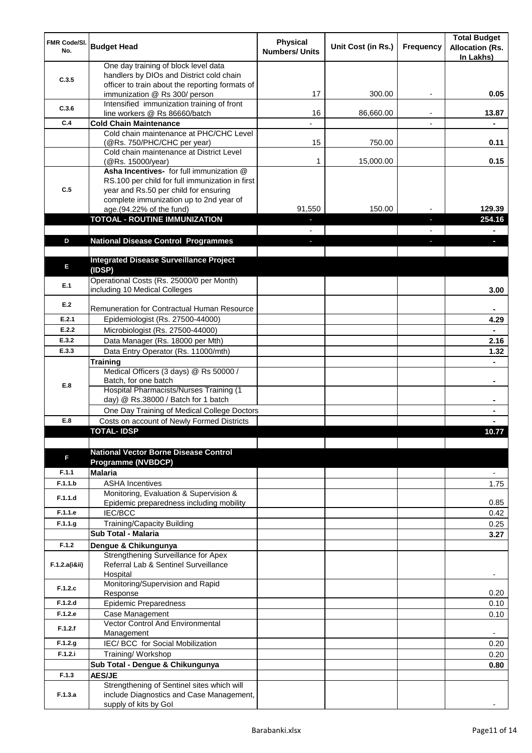| FMR Code/Sl. No. | Budget Head | Physical Numbers/ Units | Unit Cost (in Rs.) | Frequency | Total Budget Allocation (Rs. In Lakhs) |
|---|---|---|---|---|---|
| C.3.5 | One day training of block level data handlers by DIOs and District cold chain officer to train about the reporting formats of immunization @ Rs 300/ person | 17 | 300.00 | - | **0.05** |
| C.3.6 | Intensified immunization training of front line workers @ Rs 86660/batch | 16 | 86,660.00 | - | **13.87** |
| C.4 | **Cold Chain Maintenance** | - | | - | **-** |
| | Cold chain maintenance at PHC/CHC Level (@Rs. 750/PHC/CHC per year) | 15 | 750.00 | | **0.11** |
| | Cold chain maintenance at District Level (@Rs. 15000/year) | 1 | 15,000.00 | | **0.15** |
| C.5 | **Asha Incentives-** for full immunization @ RS.100 per child for full immunization in first year and Rs.50 per child for ensuring complete immunization up to 2nd year of age.(94.22% of the fund) | 91,550 | 150.00 | - | **129.39** |
| | **TOTOAL - ROUTINE IMMUNIZATION** | - | | - | **254.16** |
| | | - | | - | **-** |
| D | **National Disease Control Programmes** | - | | - | **-** |
| | | | | | |
| E | **Integrated Disease Surveillance Project (IDSP)** | | | | |
| E.1 | Operational Costs (Rs. 25000/0 per Month) including 10 Medical Colleges | | | | **3.00** |
| E.2 | Remuneration for Contractual Human Resource | | | | **-** |
| E.2.1 | Epidemiologist (Rs. 27500-44000) | | | | **4.29** |
| E.2.2 | Microbiologist (Rs. 27500-44000) | | | | **-** |
| E.3.2 | Data Manager (Rs. 18000 per Mth) | | | | **2.16** |
| E.3.3 | Data Entry Operator (Rs. 11000/mth) | | | | **1.32** |
| E.8 | **Training** | | | | **-** |
| | Medical Officers (3 days) @ Rs 50000 / Batch, for one batch | | | | **-** |
| | Hospital Pharmacists/Nurses Training (1 day) @ Rs.38000 / Batch for 1 batch | | | | **-** |
| | One Day Training of Medical College Doctors | | | | **-** |
| E.8 | Costs on account of Newly Formed Districts | | | | **-** |
| | **TOTAL- IDSP** | | | | **10.77** |
| | | | | | |
| F | **National Vector Borne Disease Control Programme (NVBDCP)** | | | | |
| F.1.1 | **Malaria** | | | | - |
| F.1.1.b | ASHA Incentives | | | | 1.75 |
| F.1.1.d | Monitoring, Evaluation & Supervision & Epidemic preparedness including mobility | | | | 0.85 |
| F.1.1.e | IEC/BCC | | | | 0.42 |
| F.1.1.g | Training/Capacity Building | | | | 0.25 |
| | **Sub Total - Malaria** | | | | **3.27** |
| F.1.2 | **Dengue & Chikungunya** | | | | |
| F.1.2.a(i&ii) | Strengthening Surveillance for Apex Referral Lab & Sentinel Surveillance Hospital | | | | - |
| F.1.2.c | Monitoring/Supervision and Rapid Response | | | | 0.20 |
| F.1.2.d | Epidemic Preparedness | | | | 0.10 |
| F.1.2.e | Case Management | | | | 0.10 |
| F.1.2.f | Vector Control And Environmental Management | | | | - |
| F.1.2.g | IEC/ BCC for Social Mobilization | | | | 0.20 |
| F.1.2.i | Training/ Workshop | | | | 0.20 |
| | **Sub Total - Dengue & Chikungunya** | | | | **0.80** |
| F.1.3 | **AES/JE** | | | | |
| F.1.3.a | Strengthening of Sentinel sites which will include Diagnostics and Case Management, supply of kits by GoI | | | | - |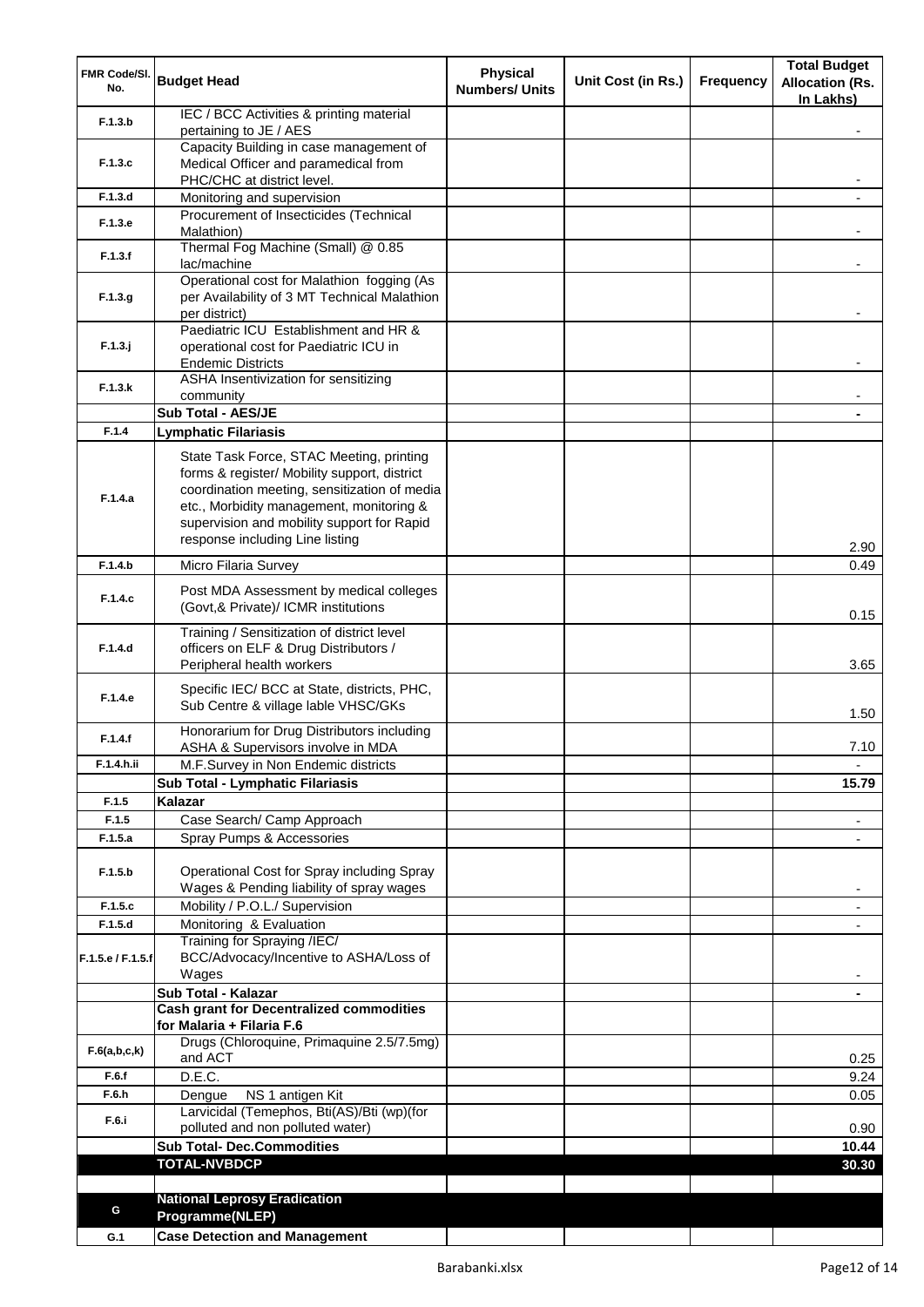| FMR Code/Sl. No. | Budget Head | Physical Numbers/ Units | Unit Cost (in Rs.) | Frequency | Total Budget Allocation (Rs. In Lakhs) |
|---|---|---|---|---|---|
| F.1.3.b | IEC / BCC Activities & printing material pertaining to JE / AES | | | | - |
| F.1.3.c | Capacity Building in case management of Medical Officer and paramedical from PHC/CHC at district level. | | | | - |
| F.1.3.d | Monitoring and supervision | | | | - |
| F.1.3.e | Procurement of Insecticides (Technical Malathion) | | | | - |
| F.1.3.f | Thermal Fog Machine (Small) @ 0.85 lac/machine | | | | - |
| F.1.3.g | Operational cost for Malathion fogging (As per Availability of 3 MT Technical Malathion per district) | | | | - |
| F.1.3.j | Paediatric ICU Establishment and HR & operational cost for Paediatric ICU in Endemic Districts | | | | - |
| F.1.3.k | ASHA Insentivization for sensitizing community | | | | - |
| | **Sub Total - AES/JE** | | | | **-** |
| F.1.4 | **Lymphatic Filariasis** | | | | |
| F.1.4.a | State Task Force, STAC Meeting, printing forms & register/ Mobility support, district coordination meeting, sensitization of media etc., Morbidity management, monitoring & supervision and mobility support for Rapid response including Line listing | | | | 2.90 |
| F.1.4.b | Micro Filaria Survey | | | | 0.49 |
| F.1.4.c | Post MDA Assessment by medical colleges (Govt,& Private)/ ICMR institutions | | | | 0.15 |
| F.1.4.d | Training / Sensitization of district level officers on ELF & Drug Distributors / Peripheral health workers | | | | 3.65 |
| F.1.4.e | Specific IEC/ BCC at State, districts, PHC, Sub Centre & village lable VHSC/GKs | | | | 1.50 |
| F.1.4.f | Honorarium for Drug Distributors including ASHA & Supervisors involve in MDA | | | | 7.10 |
| F.1.4.h.ii | M.F.Survey in Non Endemic districts | | | | - |
| | **Sub Total - Lymphatic Filariasis** | | | | **15.79** |
| F.1.5 | **Kalazar** | | | | |
| F.1.5 | Case Search/ Camp Approach | | | | - |
| F.1.5.a | Spray Pumps & Accessories | | | | - |
| F.1.5.b | Operational Cost for Spray including Spray Wages & Pending liability of spray wages | | | | - |
| F.1.5.c | Mobility / P.O.L./ Supervision | | | | - |
| F.1.5.d | Monitoring & Evaluation | | | | - |
| F.1.5.e / F.1.5.f | Training for Spraying /IEC/ BCC/Advocacy/Incentive to ASHA/Loss of Wages | | | | - |
| | **Sub Total - Kalazar** | | | | **-** |
| | **Cash grant for Decentralized commodities for Malaria + Filaria F.6** | | | | |
| F.6(a,b,c,k) | Drugs (Chloroquine, Primaquine 2.5/7.5mg) and ACT | | | | 0.25 |
| F.6.f | D.E.C. | | | | 9.24 |
| F.6.h | Dengue NS 1 antigen Kit | | | | 0.05 |
| F.6.i | Larvicidal (Temephos, Bti(AS)/Bti (wp)(for polluted and non polluted water) | | | | 0.90 |
| | **Sub Total- Dec.Commodities** | | | | **10.44** |
| | **TOTAL-NVBDCP** | | | | **30.30** |
| | | | | | |
| G | **National Leprosy Eradication Programme(NLEP)** | | | | |
| G.1 | **Case Detection and Management** | | | | |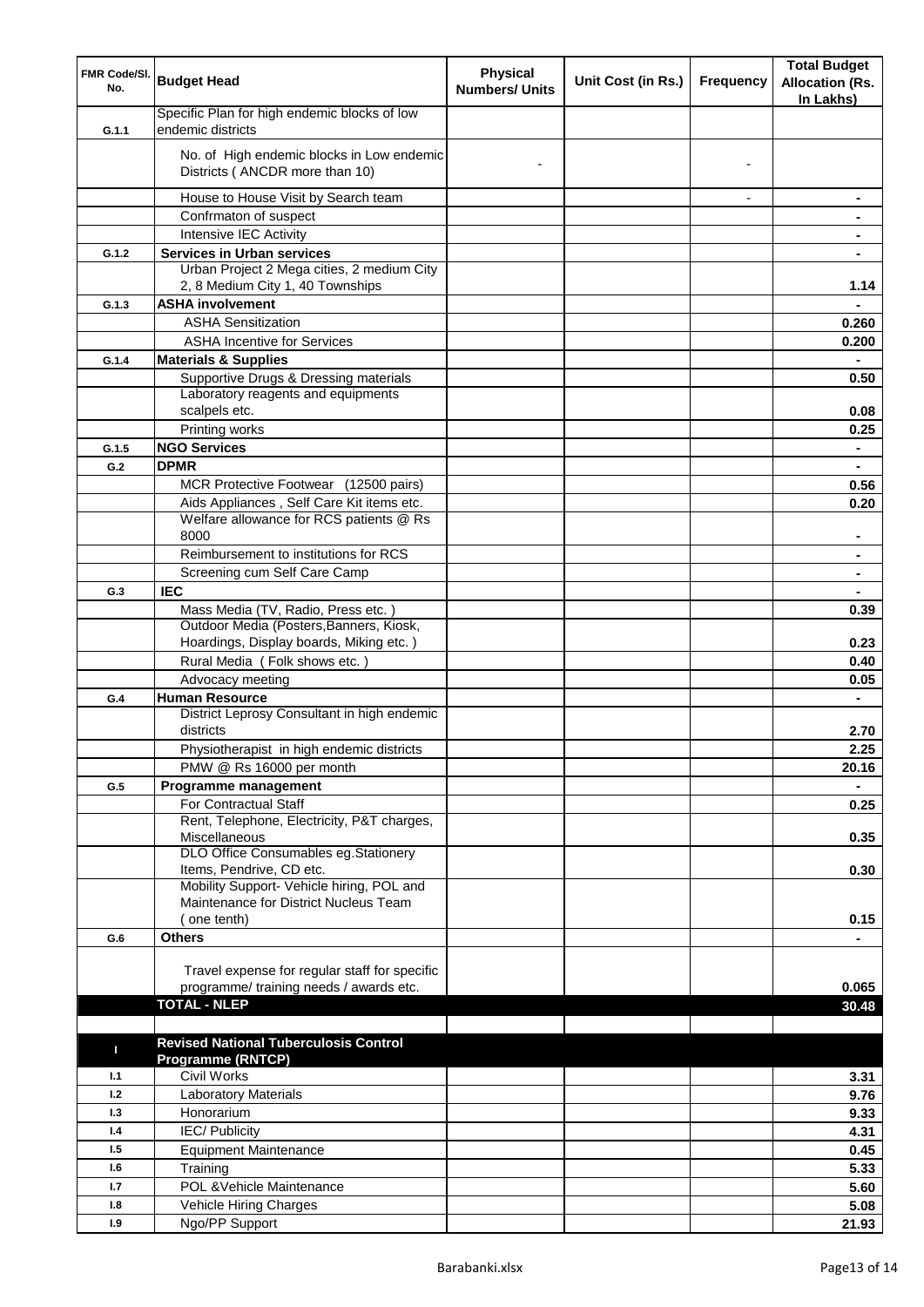| FMR Code/Sl. No. | Budget Head | Physical Numbers/ Units | Unit Cost (in Rs.) | Frequency | Total Budget Allocation (Rs. In Lakhs) |
|---|---|---|---|---|---|
| G.1.1 | Specific Plan for high endemic blocks of low endemic districts | | | | |
| | No. of High endemic blocks in Low endemic Districts ( ANCDR more than 10) | - | | - | |
| | House to House Visit by Search team | | | - | - |
| | Confrmaton of suspect | | | | - |
| | Intensive IEC Activity | | | | - |
| G.1.2 | **Services in Urban services** | | | | - |
| | Urban Project 2 Mega cities, 2 medium City 2, 8 Medium City 1, 40 Townships | | | | 1.14 |
| G.1.3 | **ASHA involvement** | | | | - |
| | ASHA Sensitization | | | | 0.260 |
| | ASHA Incentive for Services | | | | 0.200 |
| G.1.4 | **Materials & Supplies** | | | | - |
| | Supportive Drugs & Dressing materials | | | | 0.50 |
| | Laboratory reagents and equipments scalpels etc. | | | | 0.08 |
| | Printing works | | | | 0.25 |
| G.1.5 | **NGO Services** | | | | - |
| G.2 | **DPMR** | | | | - |
| | MCR Protective Footwear (12500 pairs) | | | | 0.56 |
| | Aids Appliances , Self Care Kit items etc. | | | | 0.20 |
| | Welfare allowance for RCS patients @ Rs 8000 | | | | - |
| | Reimbursement to institutions for RCS | | | | - |
| | Screening cum Self Care Camp | | | | - |
| G.3 | **IEC** | | | | - |
| | Mass Media (TV, Radio, Press etc. ) | | | | 0.39 |
| | Outdoor Media (Posters,Banners, Kiosk, Hoardings, Display boards, Miking etc. ) | | | | 0.23 |
| | Rural Media ( Folk shows etc. ) | | | | 0.40 |
| | Advocacy meeting | | | | 0.05 |
| G.4 | **Human Resource** | | | | - |
| | District Leprosy Consultant in high endemic districts | | | | 2.70 |
| | Physiotherapist in high endemic districts | | | | 2.25 |
| | PMW @ Rs 16000 per month | | | | 20.16 |
| G.5 | **Programme management** | | | | - |
| | For Contractual Staff | | | | 0.25 |
| | Rent, Telephone, Electricity, P&T charges, Miscellaneous | | | | 0.35 |
| | DLO Office Consumables eg.Stationery Items, Pendrive, CD etc. | | | | 0.30 |
| | Mobility Support- Vehicle hiring, POL and Maintenance for District Nucleus Team ( one tenth) | | | | 0.15 |
| G.6 | **Others** | | | | - |
| | Travel expense for regular staff for specific programme/ training needs / awards etc. | | | | 0.065 |
| | **TOTAL - NLEP** | | | | **30.48** |
| | | | | | |
| I | **Revised National Tuberculosis Control Programme (RNTCP)** | | | | |
| I.1 | Civil Works | | | | 3.31 |
| I.2 | Laboratory Materials | | | | 9.76 |
| I.3 | Honorarium | | | | 9.33 |
| I.4 | IEC/ Publicity | | | | 4.31 |
| I.5 | Equipment Maintenance | | | | 0.45 |
| I.6 | Training | | | | 5.33 |
| I.7 | POL &Vehicle Maintenance | | | | 5.60 |
| I.8 | Vehicle Hiring Charges | | | | 5.08 |
| I.9 | Ngo/PP Support | | | | 21.93 |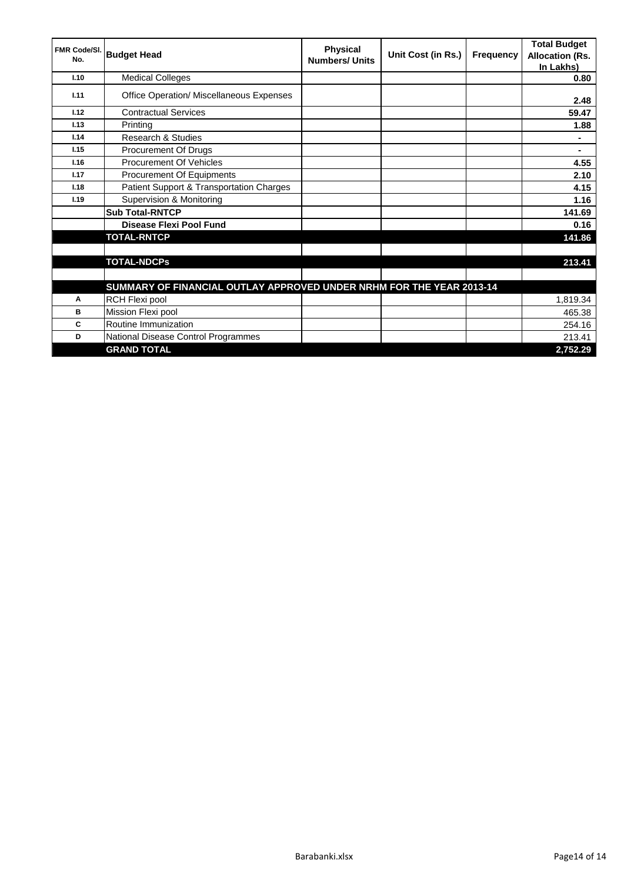| FMR Code/Sl. No. | Budget Head | Physical Numbers/ Units | Unit Cost (in Rs.) | Frequency | Total Budget Allocation (Rs. In Lakhs) |
|---|---|---|---|---|---|
| I.10 | Medical Colleges | | | | **0.80** |
| I.11 | Office Operation/ Miscellaneous Expenses | | | | **2.48** |
| I.12 | Contractual Services | | | | **59.47** |
| I.13 | Printing | | | | **1.88** |
| I.14 | Research & Studies | | | | **-** |
| I.15 | Procurement Of Drugs | | | | **-** |
| I.16 | Procurement Of Vehicles | | | | **4.55** |
| I.17 | Procurement Of Equipments | | | | **2.10** |
| I.18 | Patient Support & Transportation Charges | | | | **4.15** |
| I.19 | Supervision & Monitoring | | | | **1.16** |
| | **Sub Total-RNTCP** | | | | **141.69** |
| | **Disease Flexi Pool Fund** | | | | **0.16** |
| | **TOTAL-RNTCP** | | | | **141.86** |
| | | | | | |
| | **TOTAL-NDCPs** | | | | **213.41** |
| | | | | | |
| | **SUMMARY OF FINANCIAL OUTLAY APPROVED UNDER NRHM FOR THE YEAR 2013-14** | | | | |
| A | RCH Flexi pool | | | | 1,819.34 |
| B | Mission Flexi pool | | | | 465.38 |
| C | Routine Immunization | | | | 254.16 |
| D | National Disease Control Programmes | | | | 213.41 |
| | **GRAND TOTAL** | | | | **2,752.29** |